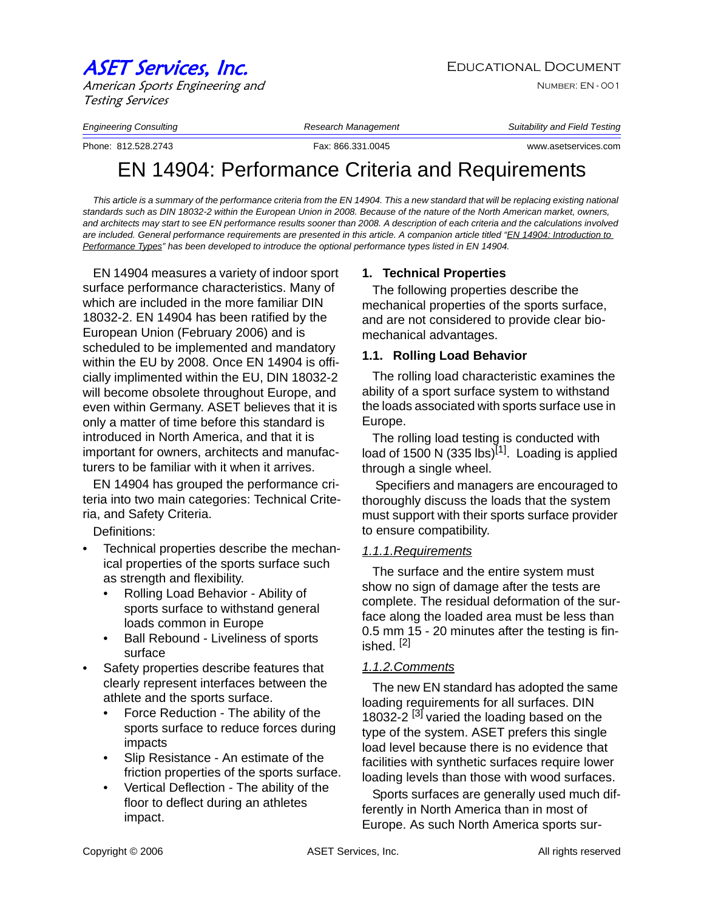# ASET Services, Inc.

*American Sports Engineering and Testing Services*

EDUCATIONAL DOCUMENT

NUMBER: EN - 001

*Engineering Consulting* | *Research Management* | *Suitability and Field Testing*

Phone: 812.528.2743 | Fax: 866.331.0045 | www.asetservices.com

# EN 14904: Performance Criteria and Requirements

*This article is a summary of the performance criteria from the EN 14904. This a new standard that will be replacing existing national standards such as DIN 18032-2 within the European Union in 2008. Because of the nature of the North American market, owners, and architects may start to see EN performance results sooner than 2008. A description of each criteria and the calculations involved are included. General performance requirements are presented in this article. A companion article titled "EN 14904: Introduction to Performance Types" has been developed to introduce the optional performance types listed in EN 14904.*

EN 14904 measures a variety of indoor sport surface performance characteristics. Many of which are included in the more familiar DIN 18032-2. EN 14904 has been ratified by the European Union (February 2006) and is scheduled to be implemented and mandatory within the EU by 2008. Once EN 14904 is officially implimented within the EU, DIN 18032-2 will become obsolete throughout Europe, and even within Germany. ASET believes that it is only a matter of time before this standard is introduced in North America, and that it is important for owners, architects and manufacturers to be familiar with it when it arrives.

EN 14904 has grouped the performance criteria into two main categories: Technical Criteria, and Safety Criteria.

Definitions:

- Technical properties describe the mechanical properties of the sports surface such as strength and flexibility.
  - Rolling Load Behavior - Ability of sports surface to withstand general loads common in Europe
  - Ball Rebound - Liveliness of sports surface
- Safety properties describe features that clearly represent interfaces between the athlete and the sports surface.
  - Force Reduction - The ability of the sports surface to reduce forces during impacts
  - Slip Resistance - An estimate of the friction properties of the sports surface.
  - Vertical Deflection - The ability of the floor to deflect during an athletes impact.

## 1. Technical Properties

The following properties describe the mechanical properties of the sports surface, and are not considered to provide clear bio-mechanical advantages.

### 1.1. Rolling Load Behavior

The rolling load characteristic examines the ability of a sport surface system to withstand the loads associated with sports surface use in Europe.

The rolling load testing is conducted with load of 1500 N (335 lbs)[1]. Loading is applied through a single wheel.

Specifiers and managers are encouraged to thoroughly discuss the loads that the system must support with their sports surface provider to ensure compatibility.

#### *1.1.1. Requirements*

The surface and the entire system must show no sign of damage after the tests are complete. The residual deformation of the surface along the loaded area must be less than 0.5 mm 15 - 20 minutes after the testing is finished. [2]

#### *1.1.2. Comments*

The new EN standard has adopted the same loading requirements for all surfaces. DIN 18032-2 [3] varied the loading based on the type of the system. ASET prefers this single load level because there is no evidence that facilities with synthetic surfaces require lower loading levels than those with wood surfaces.

Sports surfaces are generally used much differently in North America than in most of Europe. As such North America sports sur-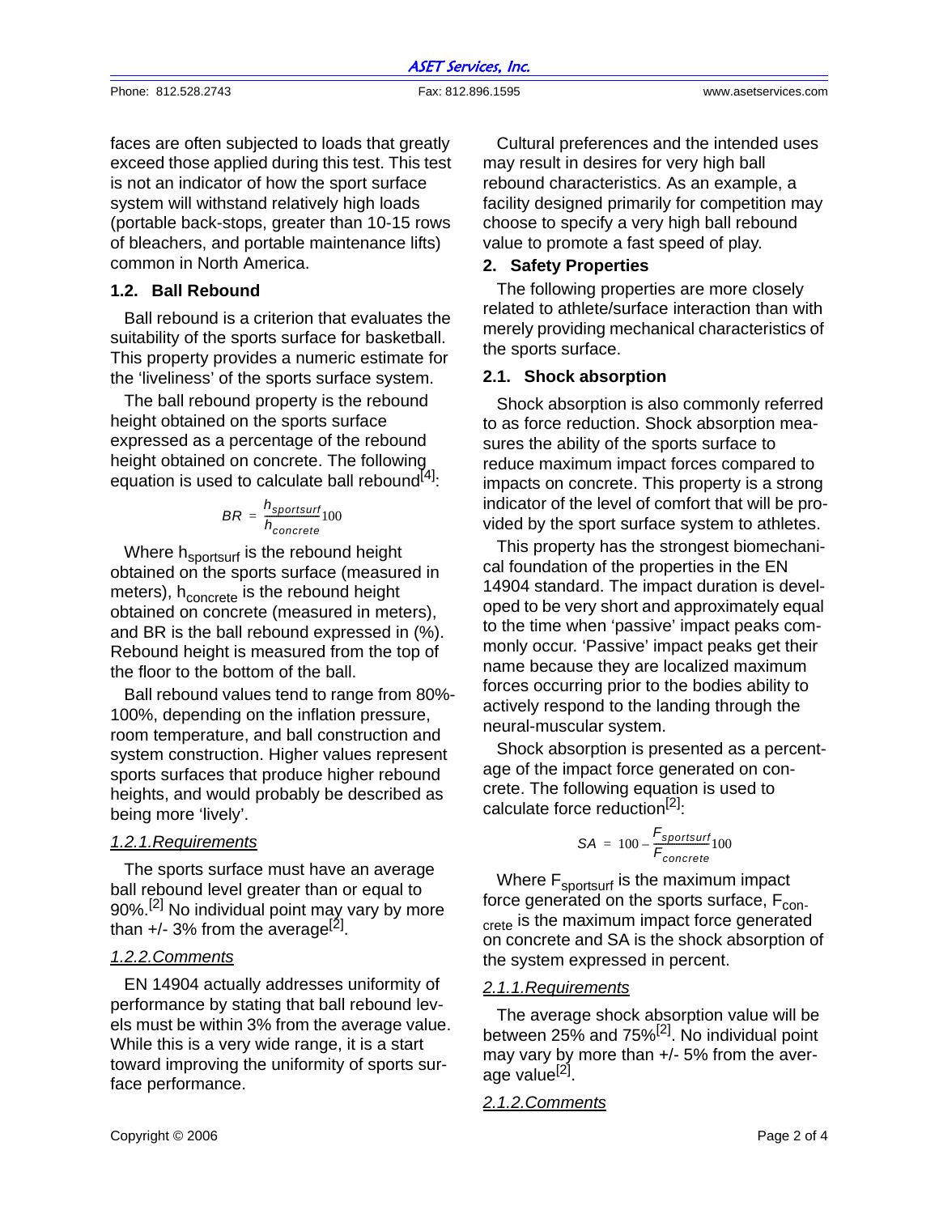faces are often subjected to loads that greatly exceed those applied during this test. This test is not an indicator of how the sport surface system will withstand relatively high loads (portable back-stops, greater than 10-15 rows of bleachers, and portable maintenance lifts) common in North America.

### 1.2. Ball Rebound

Ball rebound is a criterion that evaluates the suitability of the sports surface for basketball. This property provides a numeric estimate for the 'liveliness' of the sports surface system.

The ball rebound property is the rebound height obtained on the sports surface expressed as a percentage of the rebound height obtained on concrete. The following equation is used to calculate ball rebound[4]:

$$BR = \frac{h_{sportsurf}}{h_{concrete}} 100$$

Where $h_{sportsurf}$ is the rebound height obtained on the sports surface (measured in meters), $h_{concrete}$ is the rebound height obtained on concrete (measured in meters), and BR is the ball rebound expressed in (%). Rebound height is measured from the top of the floor to the bottom of the ball.

Ball rebound values tend to range from 80%-100%, depending on the inflation pressure, room temperature, and ball construction and system construction. Higher values represent sports surfaces that produce higher rebound heights, and would probably be described as being more 'lively'.

#### *1.2.1. Requirements*

The sports surface must have an average ball rebound level greater than or equal to 90%.[2] No individual point may vary by more than +/- 3% from the average[2].

#### *1.2.2. Comments*

EN 14904 actually addresses uniformity of performance by stating that ball rebound levels must be within 3% from the average value. While this is a very wide range, it is a start toward improving the uniformity of sports surface performance.

Cultural preferences and the intended uses may result in desires for very high ball rebound characteristics. As an example, a facility designed primarily for competition may choose to specify a very high ball rebound value to promote a fast speed of play.

## 2. Safety Properties

The following properties are more closely related to athlete/surface interaction than with merely providing mechanical characteristics of the sports surface.

### 2.1. Shock absorption

Shock absorption is also commonly referred to as force reduction. Shock absorption measures the ability of the sports surface to reduce maximum impact forces compared to impacts on concrete. This property is a strong indicator of the level of comfort that will be provided by the sport surface system to athletes.

This property has the strongest biomechanical foundation of the properties in the EN 14904 standard. The impact duration is developed to be very short and approximately equal to the time when 'passive' impact peaks commonly occur. 'Passive' impact peaks get their name because they are localized maximum forces occurring prior to the bodies ability to actively respond to the landing through the neural-muscular system.

Shock absorption is presented as a percentage of the impact force generated on concrete. The following equation is used to calculate force reduction[2]:

$$SA = 100 - \frac{F_{sportsurf}}{F_{concrete}} 100$$

Where $F_{sportsurf}$ is the maximum impact force generated on the sports surface, $F_{concrete}$ is the maximum impact force generated on concrete and SA is the shock absorption of the system expressed in percent.

#### *2.1.1. Requirements*

The average shock absorption value will be between 25% and 75%[2]. No individual point may vary by more than +/- 5% from the average value[2].

#### *2.1.2. Comments*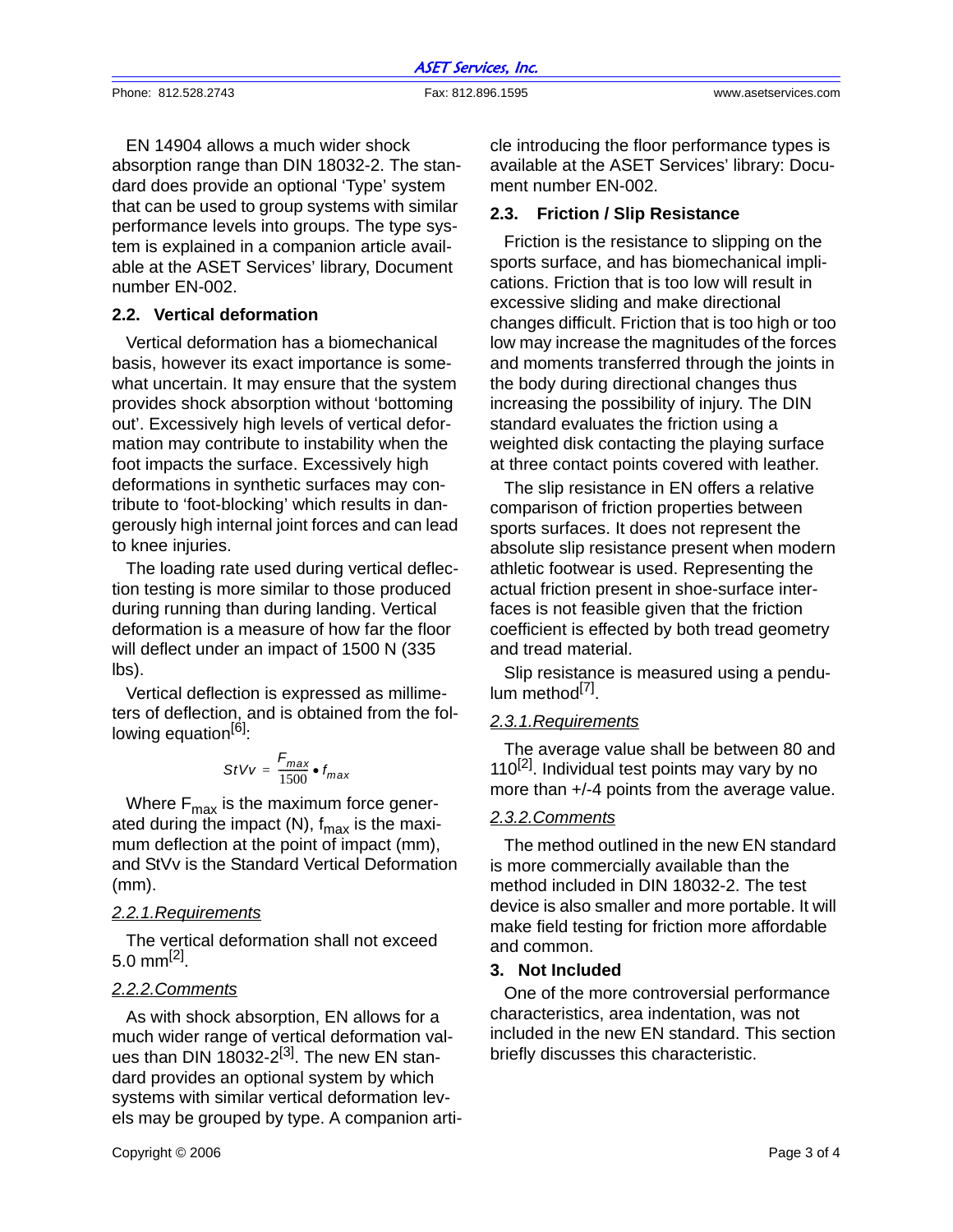EN 14904 allows a much wider shock absorption range than DIN 18032-2. The standard does provide an optional 'Type' system that can be used to group systems with similar performance levels into groups. The type system is explained in a companion article available at the ASET Services' library, Document number EN-002.

### 2.2. Vertical deformation

Vertical deformation has a biomechanical basis, however its exact importance is somewhat uncertain. It may ensure that the system provides shock absorption without 'bottoming out'. Excessively high levels of vertical deformation may contribute to instability when the foot impacts the surface. Excessively high deformations in synthetic surfaces may contribute to 'foot-blocking' which results in dangerously high internal joint forces and can lead to knee injuries.

The loading rate used during vertical deflection testing is more similar to those produced during running than during landing. Vertical deformation is a measure of how far the floor will deflect under an impact of 1500 N (335 lbs).

Vertical deflection is expressed as millimeters of deflection, and is obtained from the following equation[6]:

$$StVv = \frac{F_{max}}{1500} \bullet f_{max}$$

Where $F_{max}$ is the maximum force generated during the impact (N), $f_{max}$ is the maximum deflection at the point of impact (mm), and StVv is the Standard Vertical Deformation (mm).

#### 2.2.1. Requirements

The vertical deformation shall not exceed 5.0 mm[2].

#### 2.2.2. Comments

As with shock absorption, EN allows for a much wider range of vertical deformation values than DIN 18032-2[3]. The new EN standard provides an optional system by which systems with similar vertical deformation levels may be grouped by type. A companion article introducing the floor performance types is available at the ASET Services' library: Document number EN-002.

### 2.3. Friction / Slip Resistance

Friction is the resistance to slipping on the sports surface, and has biomechanical implications. Friction that is too low will result in excessive sliding and make directional changes difficult. Friction that is too high or too low may increase the magnitudes of the forces and moments transferred through the joints in the body during directional changes thus increasing the possibility of injury. The DIN standard evaluates the friction using a weighted disk contacting the playing surface at three contact points covered with leather.

The slip resistance in EN offers a relative comparison of friction properties between sports surfaces. It does not represent the absolute slip resistance present when modern athletic footwear is used. Representing the actual friction present in shoe-surface interfaces is not feasible given that the friction coefficient is effected by both tread geometry and tread material.

Slip resistance is measured using a pendulum method[7].

#### 2.3.1. Requirements

The average value shall be between 80 and 110[2]. Individual test points may vary by no more than +/-4 points from the average value.

#### 2.3.2. Comments

The method outlined in the new EN standard is more commercially available than the method included in DIN 18032-2. The test device is also smaller and more portable. It will make field testing for friction more affordable and common.

## 3. Not Included

One of the more controversial performance characteristics, area indentation, was not included in the new EN standard. This section briefly discusses this characteristic.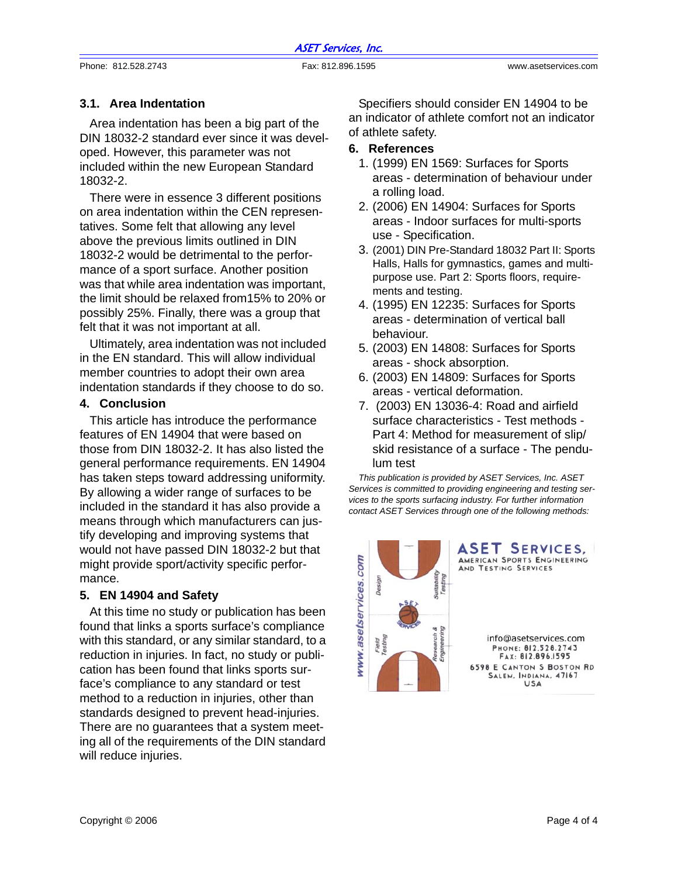### 3.1. Area Indentation

Area indentation has been a big part of the DIN 18032-2 standard ever since it was developed. However, this parameter was not included within the new European Standard 18032-2.

There were in essence 3 different positions on area indentation within the CEN representatives. Some felt that allowing any level above the previous limits outlined in DIN 18032-2 would be detrimental to the performance of a sport surface. Another position was that while area indentation was important, the limit should be relaxed from15% to 20% or possibly 25%. Finally, there was a group that felt that it was not important at all.

Ultimately, area indentation was not included in the EN standard. This will allow individual member countries to adopt their own area indentation standards if they choose to do so.

## 4. Conclusion

This article has introduce the performance features of EN 14904 that were based on those from DIN 18032-2. It has also listed the general performance requirements. EN 14904 has taken steps toward addressing uniformity. By allowing a wider range of surfaces to be included in the standard it has also provide a means through which manufacturers can justify developing and improving systems that would not have passed DIN 18032-2 but that might provide sport/activity specific performance.

## 5. EN 14904 and Safety

At this time no study or publication has been found that links a sports surface's compliance with this standard, or any similar standard, to a reduction in injuries. In fact, no study or publication has been found that links sports surface's compliance to any standard or test method to a reduction in injuries, other than standards designed to prevent head-injuries. There are no guarantees that a system meeting all of the requirements of the DIN standard will reduce injuries.

Specifiers should consider EN 14904 to be an indicator of athlete comfort not an indicator of athlete safety.

## 6. References

1. (1999) EN 1569: Surfaces for Sports areas - determination of behaviour under a rolling load.
2. (2006) EN 14904: Surfaces for Sports areas - Indoor surfaces for multi-sports use - Specification.
3. (2001) DIN Pre-Standard 18032 Part II: Sports Halls, Halls for gymnastics, games and multi-purpose use. Part 2: Sports floors, requirements and testing.
4. (1995) EN 12235: Surfaces for Sports areas - determination of vertical ball behaviour.
5. (2003) EN 14808: Surfaces for Sports areas - shock absorption.
6. (2003) EN 14809: Surfaces for Sports areas - vertical deformation.
7. (2003) EN 13036-4: Road and airfield surface characteristics - Test methods - Part 4: Method for measurement of slip/ skid resistance of a surface - The pendulum test

*This publication is provided by ASET Services, Inc. ASET Services is committed to providing engineering and testing services to the sports surfacing industry. For further information contact ASET Services through one of the following methods:*

www.asetservices.com

Design
Suitability Testing
ASET SERVICES
Field Testing
Research & Engineering

ASET SERVICES,
AMERICAN SPORTS ENGINEERING AND TESTING SERVICES

info@asetservices.com
PHONE: 812.528.2743
FAX: 812.896.1595
6598 E CANTON S BOSTON RD
SALEM, INDIANA, 47167
USA